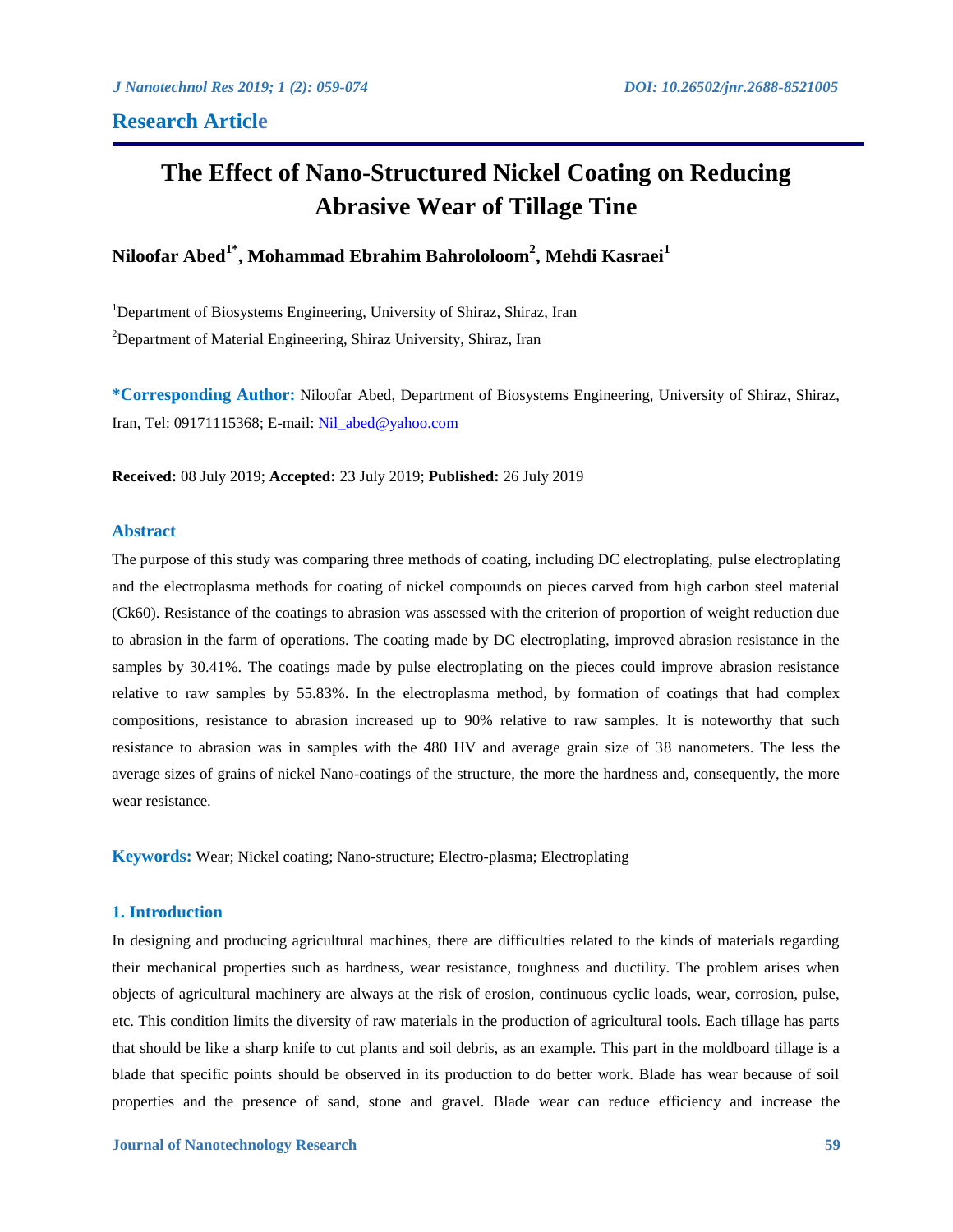## Research Article

# The Effect of Nano-Structured Nickel Coating on Reducing Abrasive Wear of Tillage Tine

**Niloofar Abed[1*], Mohammad Ebrahim Bahrololoom[2], Mehdi Kasraei[1]**

[1]Department of Biosystems Engineering, University of Shiraz, Shiraz, Iran

[2]Department of Material Engineering, Shiraz University, Shiraz, Iran

**\*Corresponding Author:** Niloofar Abed, Department of Biosystems Engineering, University of Shiraz, Shiraz, Iran, Tel: 09171115368; E-mail: Nil_abed@yahoo.com

**Received:** 08 July 2019; **Accepted:** 23 July 2019; **Published:** 26 July 2019

## Abstract

The purpose of this study was comparing three methods of coating, including DC electroplating, pulse electroplating and the electroplasma methods for coating of nickel compounds on pieces carved from high carbon steel material (Ck60). Resistance of the coatings to abrasion was assessed with the criterion of proportion of weight reduction due to abrasion in the farm of operations. The coating made by DC electroplating, improved abrasion resistance in the samples by 30.41%. The coatings made by pulse electroplating on the pieces could improve abrasion resistance relative to raw samples by 55.83%. In the electroplasma method, by formation of coatings that had complex compositions, resistance to abrasion increased up to 90% relative to raw samples. It is noteworthy that such resistance to abrasion was in samples with the 480 HV and average grain size of 38 nanometers. The less the average sizes of grains of nickel Nano-coatings of the structure, the more the hardness and, consequently, the more wear resistance.

**Keywords:** Wear; Nickel coating; Nano-structure; Electro-plasma; Electroplating

## 1. Introduction

In designing and producing agricultural machines, there are difficulties related to the kinds of materials regarding their mechanical properties such as hardness, wear resistance, toughness and ductility. The problem arises when objects of agricultural machinery are always at the risk of erosion, continuous cyclic loads, wear, corrosion, pulse, etc. This condition limits the diversity of raw materials in the production of agricultural tools. Each tillage has parts that should be like a sharp knife to cut plants and soil debris, as an example. This part in the moldboard tillage is a blade that specific points should be observed in its production to do better work. Blade has wear because of soil properties and the presence of sand, stone and gravel. Blade wear can reduce efficiency and increase the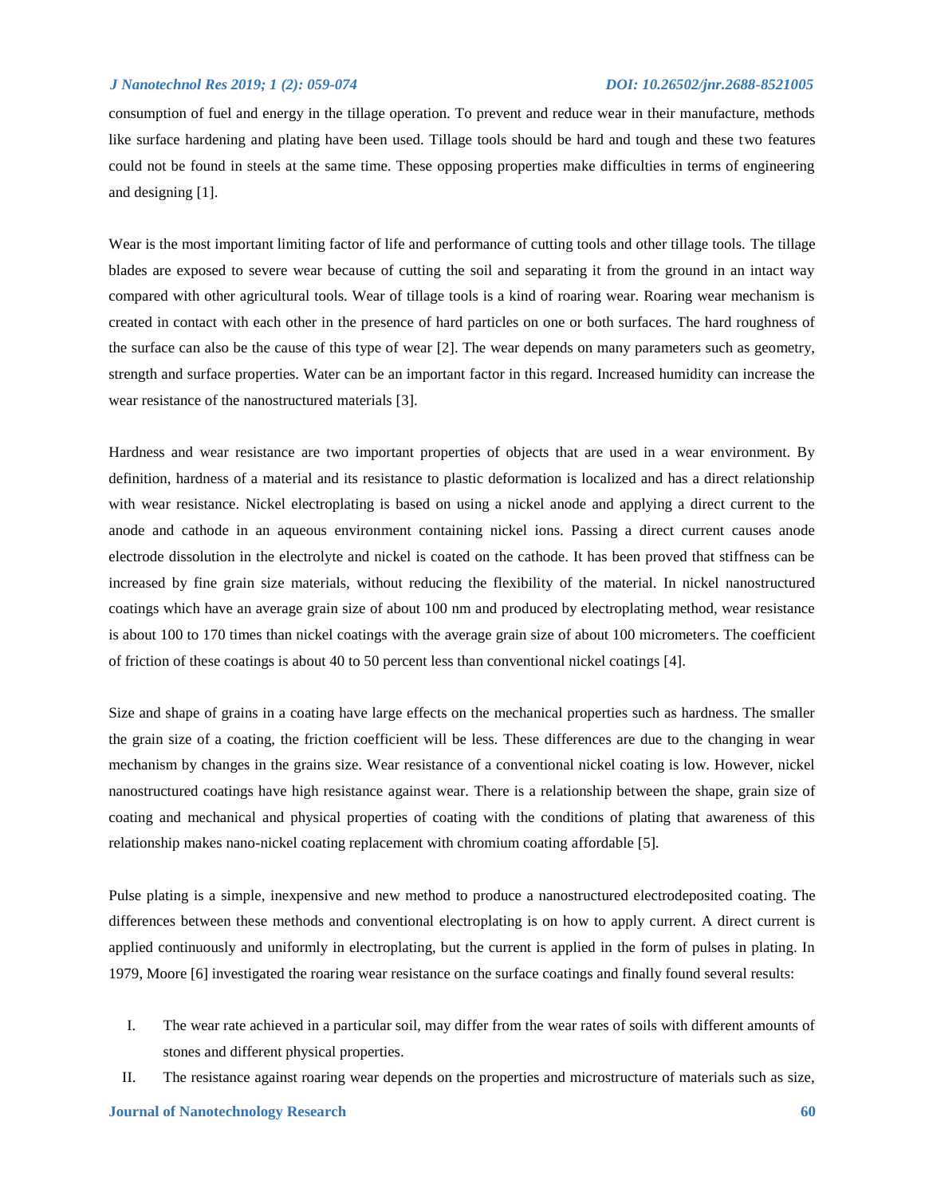consumption of fuel and energy in the tillage operation. To prevent and reduce wear in their manufacture, methods like surface hardening and plating have been used. Tillage tools should be hard and tough and these two features could not be found in steels at the same time. These opposing properties make difficulties in terms of engineering and designing [1].

Wear is the most important limiting factor of life and performance of cutting tools and other tillage tools. The tillage blades are exposed to severe wear because of cutting the soil and separating it from the ground in an intact way compared with other agricultural tools. Wear of tillage tools is a kind of roaring wear. Roaring wear mechanism is created in contact with each other in the presence of hard particles on one or both surfaces. The hard roughness of the surface can also be the cause of this type of wear [2]. The wear depends on many parameters such as geometry, strength and surface properties. Water can be an important factor in this regard. Increased humidity can increase the wear resistance of the nanostructured materials [3].

Hardness and wear resistance are two important properties of objects that are used in a wear environment. By definition, hardness of a material and its resistance to plastic deformation is localized and has a direct relationship with wear resistance. Nickel electroplating is based on using a nickel anode and applying a direct current to the anode and cathode in an aqueous environment containing nickel ions. Passing a direct current causes anode electrode dissolution in the electrolyte and nickel is coated on the cathode. It has been proved that stiffness can be increased by fine grain size materials, without reducing the flexibility of the material. In nickel nanostructured coatings which have an average grain size of about 100 nm and produced by electroplating method, wear resistance is about 100 to 170 times than nickel coatings with the average grain size of about 100 micrometers. The coefficient of friction of these coatings is about 40 to 50 percent less than conventional nickel coatings [4].

Size and shape of grains in a coating have large effects on the mechanical properties such as hardness. The smaller the grain size of a coating, the friction coefficient will be less. These differences are due to the changing in wear mechanism by changes in the grains size. Wear resistance of a conventional nickel coating is low. However, nickel nanostructured coatings have high resistance against wear. There is a relationship between the shape, grain size of coating and mechanical and physical properties of coating with the conditions of plating that awareness of this relationship makes nano-nickel coating replacement with chromium coating affordable [5].

Pulse plating is a simple, inexpensive and new method to produce a nanostructured electrodeposited coating. The differences between these methods and conventional electroplating is on how to apply current. A direct current is applied continuously and uniformly in electroplating, but the current is applied in the form of pulses in plating. In 1979, Moore [6] investigated the roaring wear resistance on the surface coatings and finally found several results:

I. The wear rate achieved in a particular soil, may differ from the wear rates of soils with different amounts of stones and different physical properties.
II. The resistance against roaring wear depends on the properties and microstructure of materials such as size,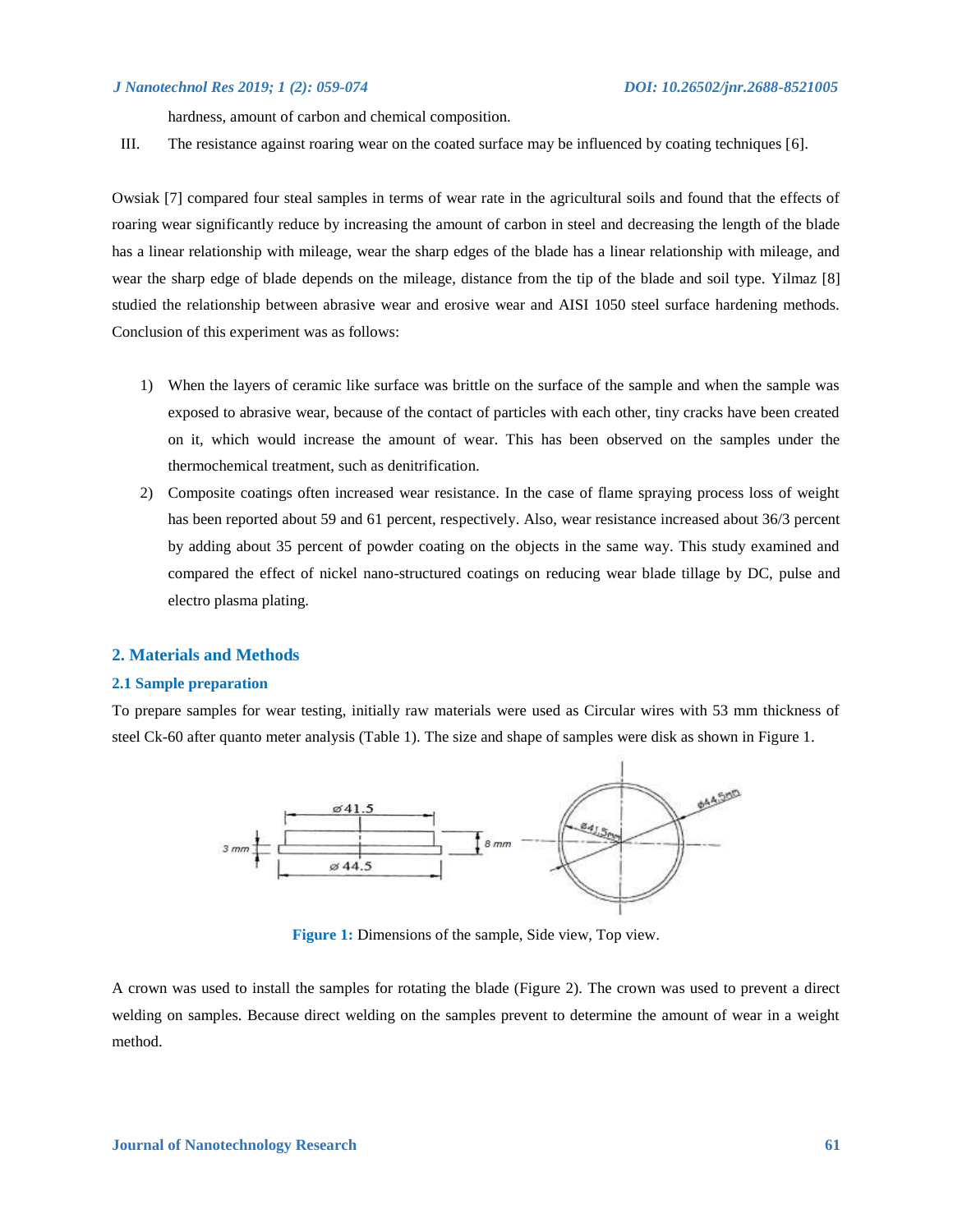hardness, amount of carbon and chemical composition.

III. The resistance against roaring wear on the coated surface may be influenced by coating techniques [6].

Owsiak [7] compared four steal samples in terms of wear rate in the agricultural soils and found that the effects of roaring wear significantly reduce by increasing the amount of carbon in steel and decreasing the length of the blade has a linear relationship with mileage, wear the sharp edges of the blade has a linear relationship with mileage, and wear the sharp edge of blade depends on the mileage, distance from the tip of the blade and soil type. Yilmaz [8] studied the relationship between abrasive wear and erosive wear and AISI 1050 steel surface hardening methods. Conclusion of this experiment was as follows:

1) When the layers of ceramic like surface was brittle on the surface of the sample and when the sample was exposed to abrasive wear, because of the contact of particles with each other, tiny cracks have been created on it, which would increase the amount of wear. This has been observed on the samples under the thermochemical treatment, such as denitrification.
2) Composite coatings often increased wear resistance. In the case of flame spraying process loss of weight has been reported about 59 and 61 percent, respectively. Also, wear resistance increased about 36/3 percent by adding about 35 percent of powder coating on the objects in the same way. This study examined and compared the effect of nickel nano-structured coatings on reducing wear blade tillage by DC, pulse and electro plasma plating.

## 2. Materials and Methods

### 2.1 Sample preparation

To prepare samples for wear testing, initially raw materials were used as Circular wires with 53 mm thickness of steel Ck-60 after quanto meter analysis (Table 1). The size and shape of samples were disk as shown in Figure 1.

Figure 1: Dimensions of the sample, Side view, Top view.

A crown was used to install the samples for rotating the blade (Figure 2). The crown was used to prevent a direct welding on samples. Because direct welding on the samples prevent to determine the amount of wear in a weight method.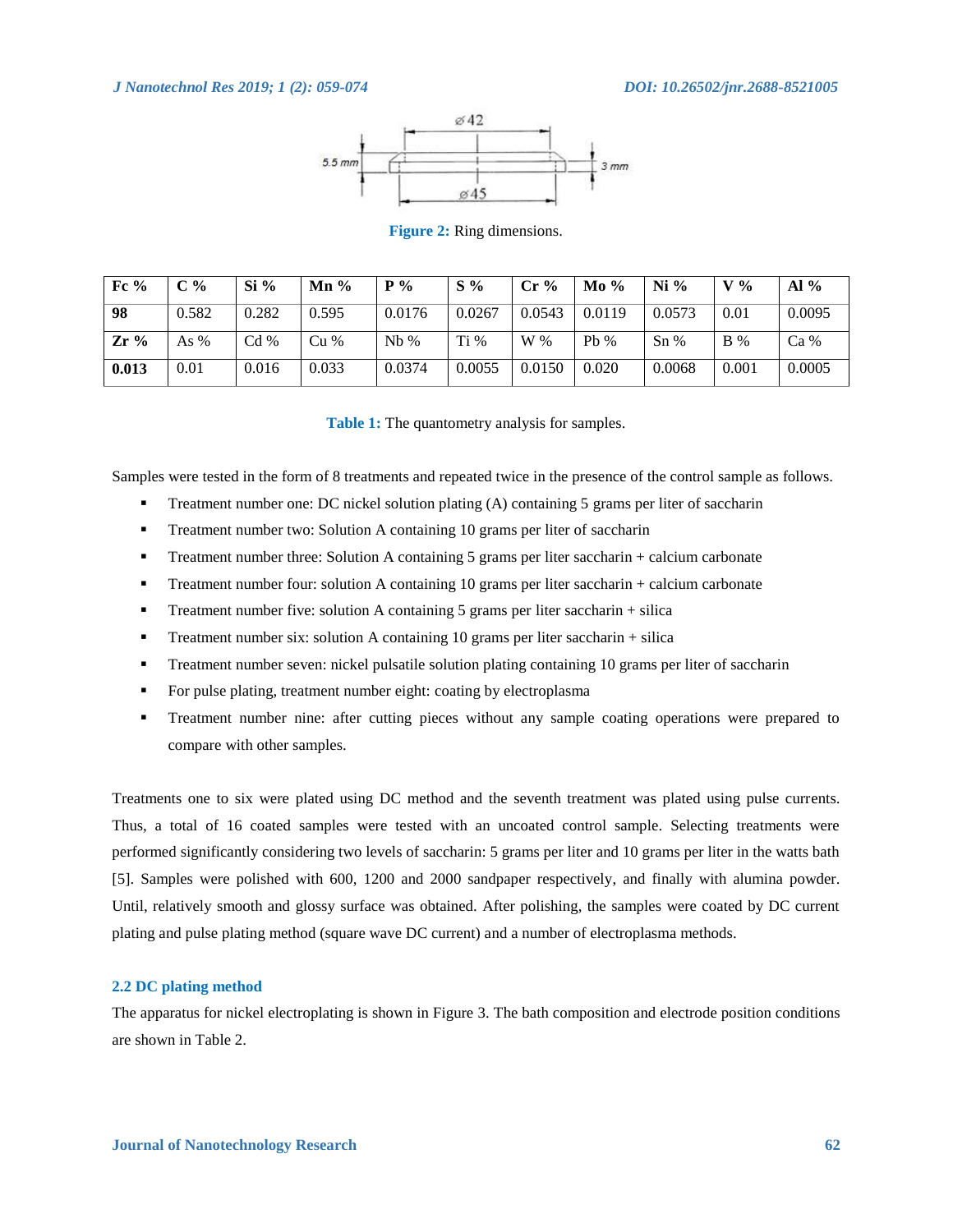Figure 2: Ring dimensions.

| Fc % | C % | Si % | Mn % | P % | S % | Cr % | Mo % | Ni % | V % | Al % |
|---|---|---|---|---|---|---|---|---|---|---|
| **98** | 0.582 | 0.282 | 0.595 | 0.0176 | 0.0267 | 0.0543 | 0.0119 | 0.0573 | 0.01 | 0.0095 |
| **Zr %** | As % | Cd % | Cu % | Nb % | Ti % | W % | Pb % | Sn % | B % | Ca % |
| **0.013** | 0.01 | 0.016 | 0.033 | 0.0374 | 0.0055 | 0.0150 | 0.020 | 0.0068 | 0.001 | 0.0005 |

Table 1: The quantometry analysis for samples.

Samples were tested in the form of 8 treatments and repeated twice in the presence of the control sample as follows.

- Treatment number one: DC nickel solution plating (A) containing 5 grams per liter of saccharin
- Treatment number two: Solution A containing 10 grams per liter of saccharin
- Treatment number three: Solution A containing 5 grams per liter saccharin + calcium carbonate
- Treatment number four: solution A containing 10 grams per liter saccharin + calcium carbonate
- Treatment number five: solution A containing 5 grams per liter saccharin + silica
- Treatment number six: solution A containing 10 grams per liter saccharin + silica
- Treatment number seven: nickel pulsatile solution plating containing 10 grams per liter of saccharin
- For pulse plating, treatment number eight: coating by electroplasma
- Treatment number nine: after cutting pieces without any sample coating operations were prepared to compare with other samples.

Treatments one to six were plated using DC method and the seventh treatment was plated using pulse currents. Thus, a total of 16 coated samples were tested with an uncoated control sample. Selecting treatments were performed significantly considering two levels of saccharin: 5 grams per liter and 10 grams per liter in the watts bath [5]. Samples were polished with 600, 1200 and 2000 sandpaper respectively, and finally with alumina powder. Until, relatively smooth and glossy surface was obtained. After polishing, the samples were coated by DC current plating and pulse plating method (square wave DC current) and a number of electroplasma methods.

### 2.2 DC plating method

The apparatus for nickel electroplating is shown in Figure 3. The bath composition and electrode position conditions are shown in Table 2.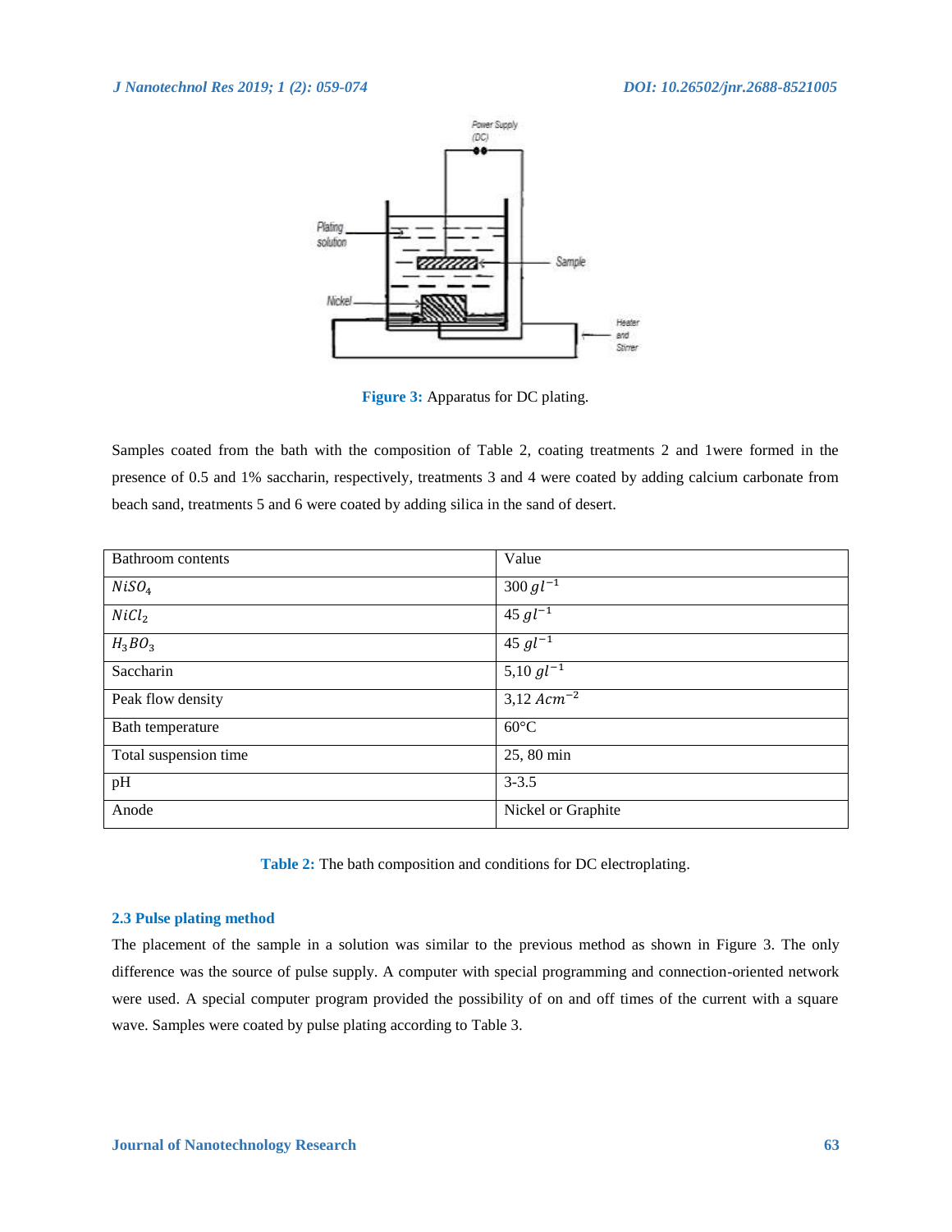Figure 3: Apparatus for DC plating.

Samples coated from the bath with the composition of Table 2, coating treatments 2 and 1were formed in the presence of 0.5 and 1% saccharin, respectively, treatments 3 and 4 were coated by adding calcium carbonate from beach sand, treatments 5 and 6 were coated by adding silica in the sand of desert.

| Bathroom contents | Value |
| --- | --- |
| $NiSO_4$ | 300 $gl^{-1}$ |
| $NiCl_2$ | 45 $gl^{-1}$ |
| $H_3BO_3$ | 45 $gl^{-1}$ |
| Saccharin | 5,10 $gl^{-1}$ |
| Peak flow density | 3,12 $Acm^{-2}$ |
| Bath temperature | 60°C |
| Total suspension time | 25, 80 min |
| pH | 3-3.5 |
| Anode | Nickel or Graphite |

Table 2: The bath composition and conditions for DC electroplating.

### 2.3 Pulse plating method

The placement of the sample in a solution was similar to the previous method as shown in Figure 3. The only difference was the source of pulse supply. A computer with special programming and connection-oriented network were used. A special computer program provided the possibility of on and off times of the current with a square wave. Samples were coated by pulse plating according to Table 3.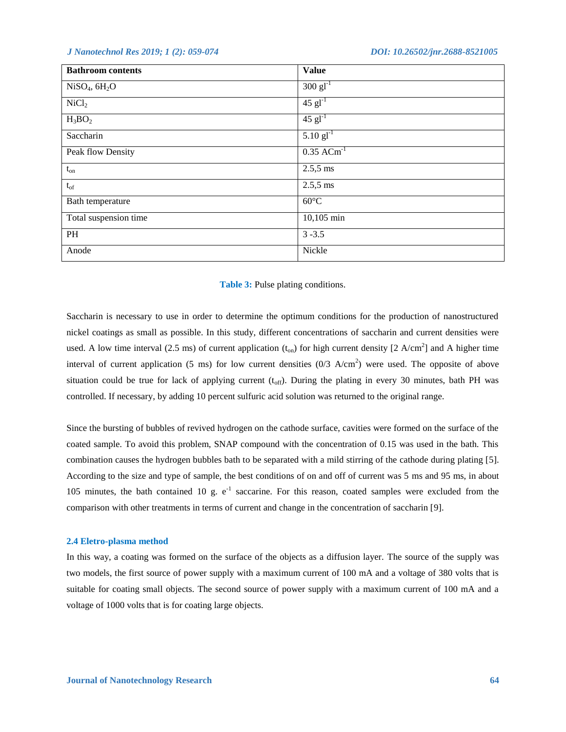| Bathroom contents | Value |
| --- | --- |
| $NiSO_4$, $6H_2O$ | 300 $gl^{-1}$ |
| $NiCl_2$ | 45 $gl^{-1}$ |
| $H_3BO_2$ | 45 $gl^{-1}$ |
| Saccharin | 5.10 $gl^{-1}$ |
| Peak flow Density | 0.35 $ACm^{-1}$ |
| $t_{on}$ | 2.5,5 ms |
| $t_{of}$ | 2.5,5 ms |
| Bath temperature | 60°C |
| Total suspension time | 10,105 min |
| PH | 3 -3.5 |
| Anode | Nickle |

**Table 3:** Pulse plating conditions.

Saccharin is necessary to use in order to determine the optimum conditions for the production of nanostructured nickel coatings as small as possible. In this study, different concentrations of saccharin and current densities were used. A low time interval (2.5 ms) of current application ($t_{on}$) for high current density [2 $A/cm^2$] and A higher time interval of current application (5 ms) for low current densities (0/3 $A/cm^2$) were used. The opposite of above situation could be true for lack of applying current ($t_{off}$). During the plating in every 30 minutes, bath PH was controlled. If necessary, by adding 10 percent sulfuric acid solution was returned to the original range.

Since the bursting of bubbles of revived hydrogen on the cathode surface, cavities were formed on the surface of the coated sample. To avoid this problem, SNAP compound with the concentration of 0.15 was used in the bath. This combination causes the hydrogen bubbles bath to be separated with a mild stirring of the cathode during plating [5]. According to the size and type of sample, the best conditions of on and off of current was 5 ms and 95 ms, in about 105 minutes, the bath contained 10 g. $e^{-1}$ saccarine. For this reason, coated samples were excluded from the comparison with other treatments in terms of current and change in the concentration of saccharin [9].

### 2.4 Eletro-plasma method

In this way, a coating was formed on the surface of the objects as a diffusion layer. The source of the supply was two models, the first source of power supply with a maximum current of 100 mA and a voltage of 380 volts that is suitable for coating small objects. The second source of power supply with a maximum current of 100 mA and a voltage of 1000 volts that is for coating large objects.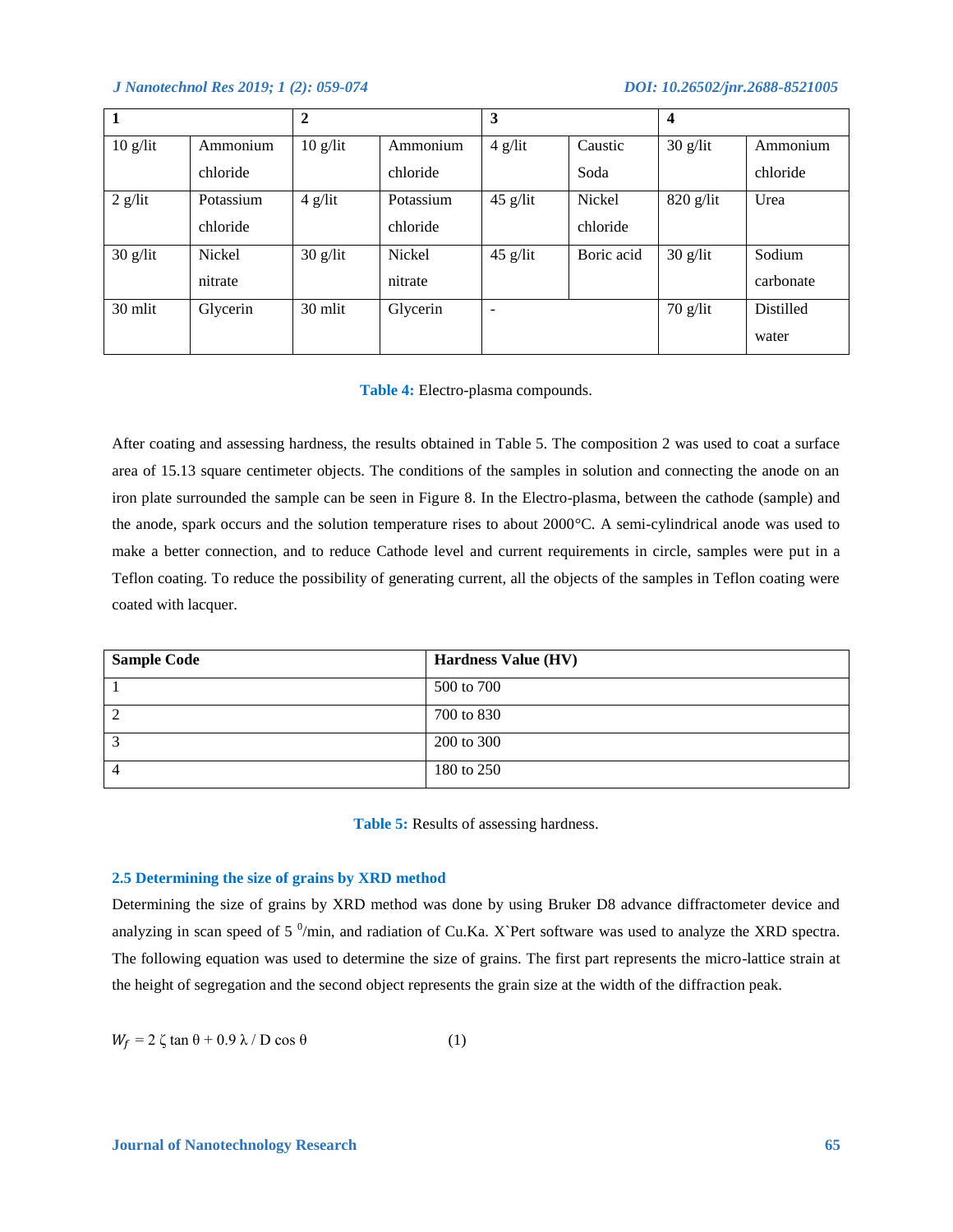| 1 | | 2 | | 3 | | 4 | |
|---|---|---|---|---|---|---|---|
| 10 g/lit | Ammonium chloride | 10 g/lit | Ammonium chloride | 4 g/lit | Caustic Soda | 30 g/lit | Ammonium chloride |
| 2 g/lit | Potassium chloride | 4 g/lit | Potassium chloride | 45 g/lit | Nickel chloride | 820 g/lit | Urea |
| 30 g/lit | Nickel nitrate | 30 g/lit | Nickel nitrate | 45 g/lit | Boric acid | 30 g/lit | Sodium carbonate |
| 30 mlit | Glycerin | 30 mlit | Glycerin | - | | 70 g/lit | Distilled water |

**Table 4:** Electro-plasma compounds.

After coating and assessing hardness, the results obtained in Table 5. The composition 2 was used to coat a surface area of 15.13 square centimeter objects. The conditions of the samples in solution and connecting the anode on an iron plate surrounded the sample can be seen in Figure 8. In the Electro-plasma, between the cathode (sample) and the anode, spark occurs and the solution temperature rises to about 2000°C. A semi-cylindrical anode was used to make a better connection, and to reduce Cathode level and current requirements in circle, samples were put in a Teflon coating. To reduce the possibility of generating current, all the objects of the samples in Teflon coating were coated with lacquer.

| Sample Code | Hardness Value (HV) |
|---|---|
| 1 | 500 to 700 |
| 2 | 700 to 830 |
| 3 | 200 to 300 |
| 4 | 180 to 250 |

**Table 5:** Results of assessing hardness.

### 2.5 Determining the size of grains by XRD method

Determining the size of grains by XRD method was done by using Bruker D8 advance diffractometer device and analyzing in scan speed of 5 $^0$/min, and radiation of Cu.Ka. X`Pert software was used to analyze the XRD spectra. The following equation was used to determine the size of grains. The first part represents the micro-lattice strain at the height of segregation and the second object represents the grain size at the width of the diffraction peak.

$$W_f = 2\,\zeta \tan\theta + 0.9\,\lambda / D \cos\theta \qquad (1)$$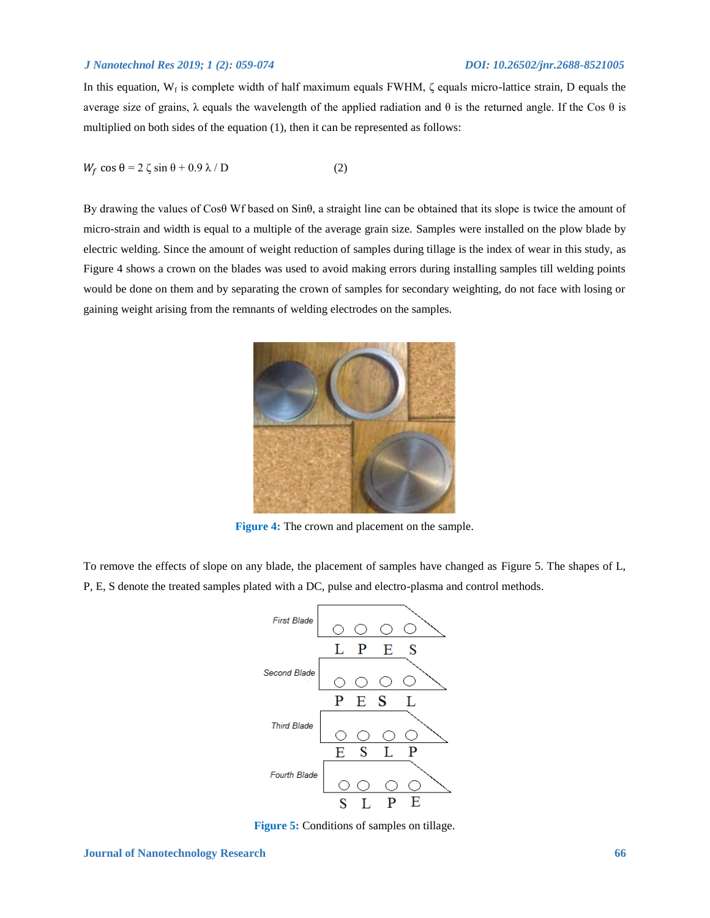In this equation, $W_f$ is complete width of half maximum equals FWHM, $\zeta$ equals micro-lattice strain, D equals the average size of grains, $\lambda$ equals the wavelength of the applied radiation and $\theta$ is the returned angle. If the Cos $\theta$ is multiplied on both sides of the equation (1), then it can be represented as follows:

$$W_f \cos\theta = 2\,\zeta \sin\theta + 0.9\,\lambda / D \qquad (2)$$

By drawing the values of Cosθ Wf based on Sinθ, a straight line can be obtained that its slope is twice the amount of micro-strain and width is equal to a multiple of the average grain size. Samples were installed on the plow blade by electric welding. Since the amount of weight reduction of samples during tillage is the index of wear in this study, as Figure 4 shows a crown on the blades was used to avoid making errors during installing samples till welding points would be done on them and by separating the crown of samples for secondary weighting, do not face with losing or gaining weight arising from the remnants of welding electrodes on the samples.

**Figure 4:** The crown and placement on the sample.

To remove the effects of slope on any blade, the placement of samples have changed as Figure 5. The shapes of L, P, E, S denote the treated samples plated with a DC, pulse and electro-plasma and control methods.

First Blade: L P E S

Second Blade: P E S L

Third Blade: E S L P

Fourth Blade: S L P E

**Figure 5:** Conditions of samples on tillage.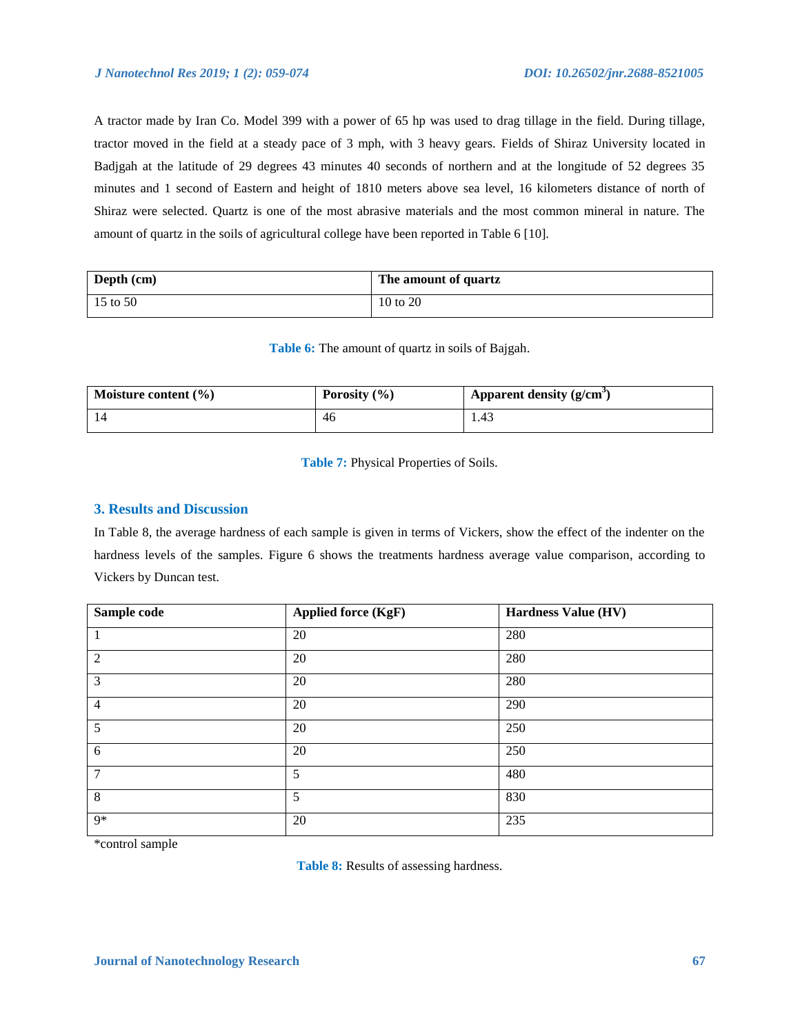A tractor made by Iran Co. Model 399 with a power of 65 hp was used to drag tillage in the field. During tillage, tractor moved in the field at a steady pace of 3 mph, with 3 heavy gears. Fields of Shiraz University located in Badjgah at the latitude of 29 degrees 43 minutes 40 seconds of northern and at the longitude of 52 degrees 35 minutes and 1 second of Eastern and height of 1810 meters above sea level, 16 kilometers distance of north of Shiraz were selected. Quartz is one of the most abrasive materials and the most common mineral in nature. The amount of quartz in the soils of agricultural college have been reported in Table 6 [10].

| Depth (cm) | The amount of quartz |
|---|---|
| 15 to 50 | 10 to 20 |

**Table 6:** The amount of quartz in soils of Bajgah.

| Moisture content (%) | Porosity (%) | Apparent density (g/cm$^3$) |
|---|---|---|
| 14 | 46 | 1.43 |

**Table 7:** Physical Properties of Soils.

## 3. Results and Discussion

In Table 8, the average hardness of each sample is given in terms of Vickers, show the effect of the indenter on the hardness levels of the samples. Figure 6 shows the treatments hardness average value comparison, according to Vickers by Duncan test.

| Sample code | Applied force (KgF) | Hardness Value (HV) |
|---|---|---|
| 1 | 20 | 280 |
| 2 | 20 | 280 |
| 3 | 20 | 280 |
| 4 | 20 | 290 |
| 5 | 20 | 250 |
| 6 | 20 | 250 |
| 7 | 5 | 480 |
| 8 | 5 | 830 |
| 9* | 20 | 235 |

*control sample

**Table 8:** Results of assessing hardness.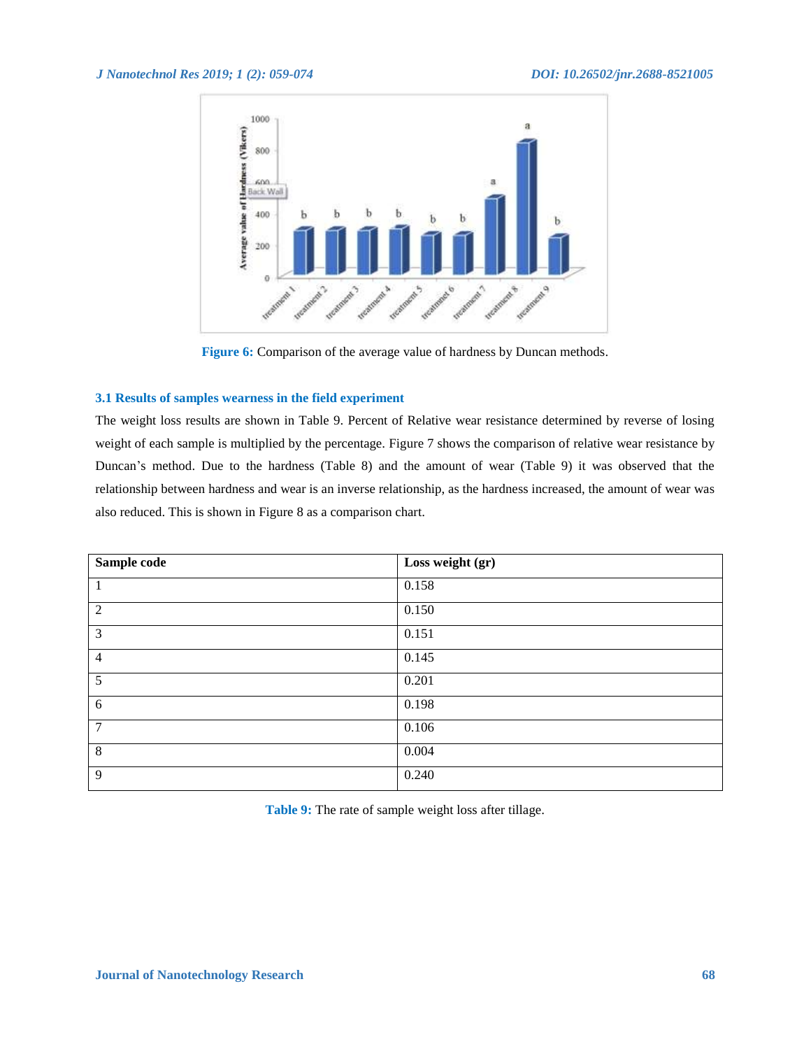Figure 6: Comparison of the average value of hardness by Duncan methods.

### 3.1 Results of samples wearness in the field experiment

The weight loss results are shown in Table 9. Percent of Relative wear resistance determined by reverse of losing weight of each sample is multiplied by the percentage. Figure 7 shows the comparison of relative wear resistance by Duncan's method. Due to the hardness (Table 8) and the amount of wear (Table 9) it was observed that the relationship between hardness and wear is an inverse relationship, as the hardness increased, the amount of wear was also reduced. This is shown in Figure 8 as a comparison chart.

| Sample code | Loss weight (gr) |
|---|---|
| 1 | 0.158 |
| 2 | 0.150 |
| 3 | 0.151 |
| 4 | 0.145 |
| 5 | 0.201 |
| 6 | 0.198 |
| 7 | 0.106 |
| 8 | 0.004 |
| 9 | 0.240 |

Table 9: The rate of sample weight loss after tillage.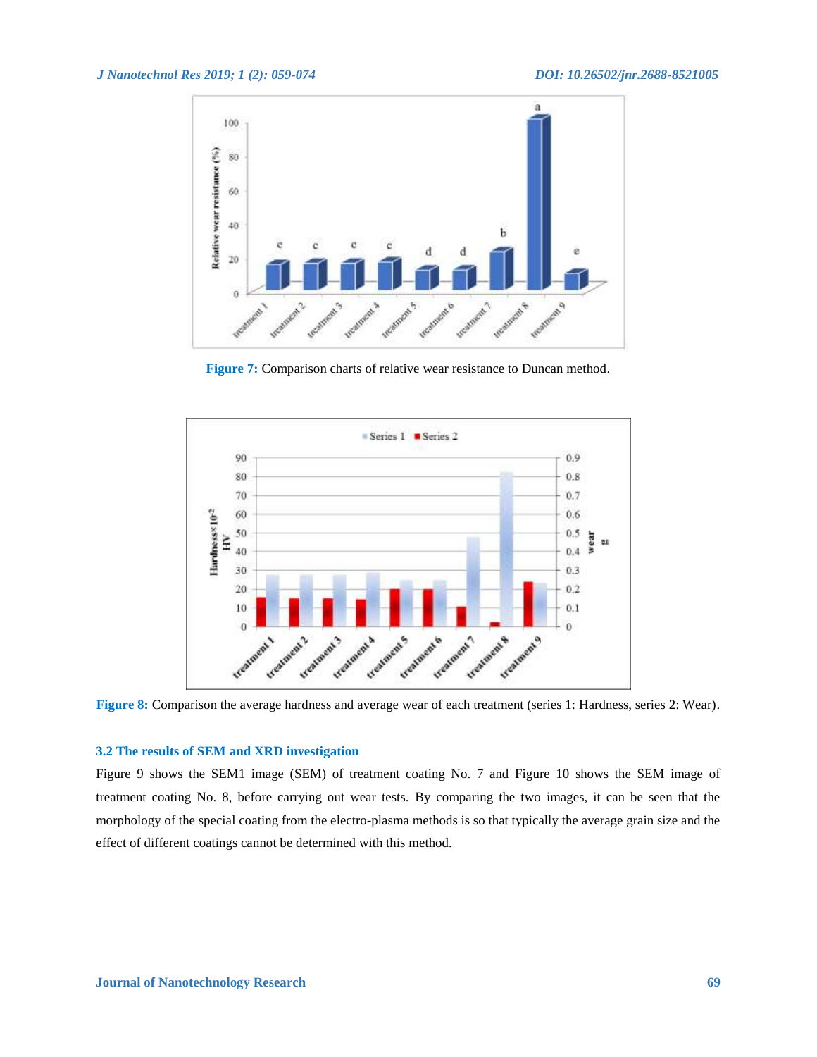Figure 7: Comparison charts of relative wear resistance to Duncan method.

Figure 8: Comparison the average hardness and average wear of each treatment (series 1: Hardness, series 2: Wear).

### 3.2 The results of SEM and XRD investigation

Figure 9 shows the SEM1 image (SEM) of treatment coating No. 7 and Figure 10 shows the SEM image of treatment coating No. 8, before carrying out wear tests. By comparing the two images, it can be seen that the morphology of the special coating from the electro-plasma methods is so that typically the average grain size and the effect of different coatings cannot be determined with this method.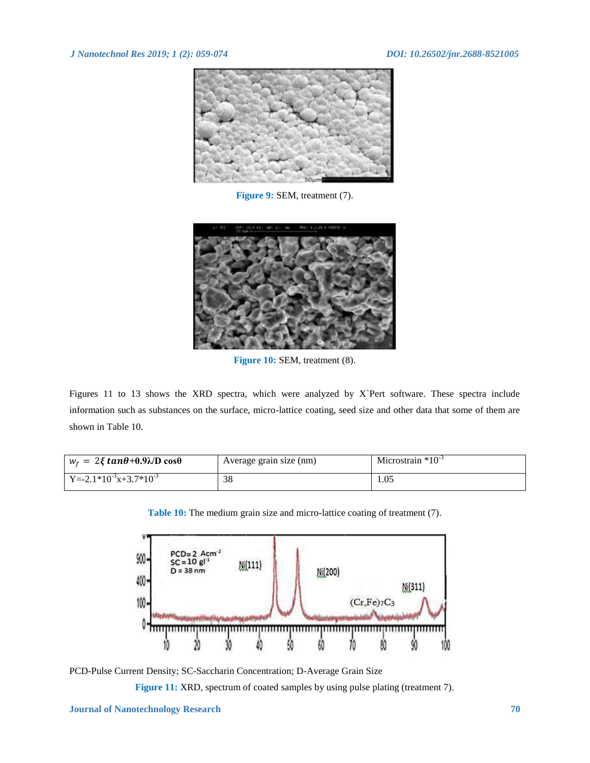Figure 9: SEM, treatment (7).

Figure 10: SEM, treatment (8).

Figures 11 to 13 shows the XRD spectra, which were analyzed by X`Pert software. These spectra include information such as substances on the surface, micro-lattice coating, seed size and other data that some of them are shown in Table 10.

| $w_f = 2\xi \tan\theta + 0.9\lambda / D \cos\theta$ | Average grain size (nm) | Microstrain $*10^{-3}$ |
|---|---|---|
| $Y = -2.1*10^{-3}x + 3.7*10^{-3}$ | 38 | 1.05 |

Table 10: The medium grain size and micro-lattice coating of treatment (7).

PCD-Pulse Current Density; SC-Saccharin Concentration; D-Average Grain Size

Figure 11: XRD, spectrum of coated samples by using pulse plating (treatment 7).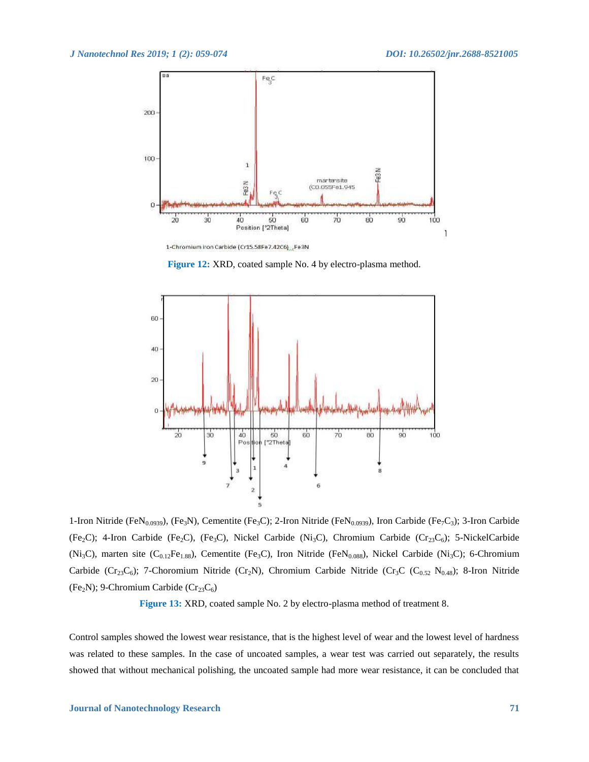1-Chromium iron Carbide (Cr15.58Fe7.42C6),,,Fe3N

**Figure 12:** XRD, coated sample No. 4 by electro-plasma method.

1-Iron Nitride ($FeN_{0.0939}$), ($Fe_3N$), Cementite ($Fe_3C$); 2-Iron Nitride ($FeN_{0.0939}$), Iron Carbide ($Fe_7C_3$); 3-Iron Carbide ($Fe_2C$); 4-Iron Carbide ($Fe_2C$), ($Fe_3C$), Nickel Carbide ($Ni_3C$), Chromium Carbide ($Cr_{23}C_6$); 5-NickelCarbide ($Ni_3C$), marten site ($C_{0.12}Fe_{1.88}$), Cementite ($Fe_3C$), Iron Nitride ($FeN_{0.088}$), Nickel Carbide ($Ni_3C$); 6-Chromium Carbide ($Cr_{23}C_6$); 7-Choromium Nitride ($Cr_2N$), Chromium Carbide Nitride ($Cr_3C$ ($C_{0.52}$ $N_{0.48}$); 8-Iron Nitride ($Fe_2N$); 9-Chromium Carbide ($Cr_{23}C_6$)

**Figure 13:** XRD, coated sample No. 2 by electro-plasma method of treatment 8.

Control samples showed the lowest wear resistance, that is the highest level of wear and the lowest level of hardness was related to these samples. In the case of uncoated samples, a wear test was carried out separately, the results showed that without mechanical polishing, the uncoated sample had more wear resistance, it can be concluded that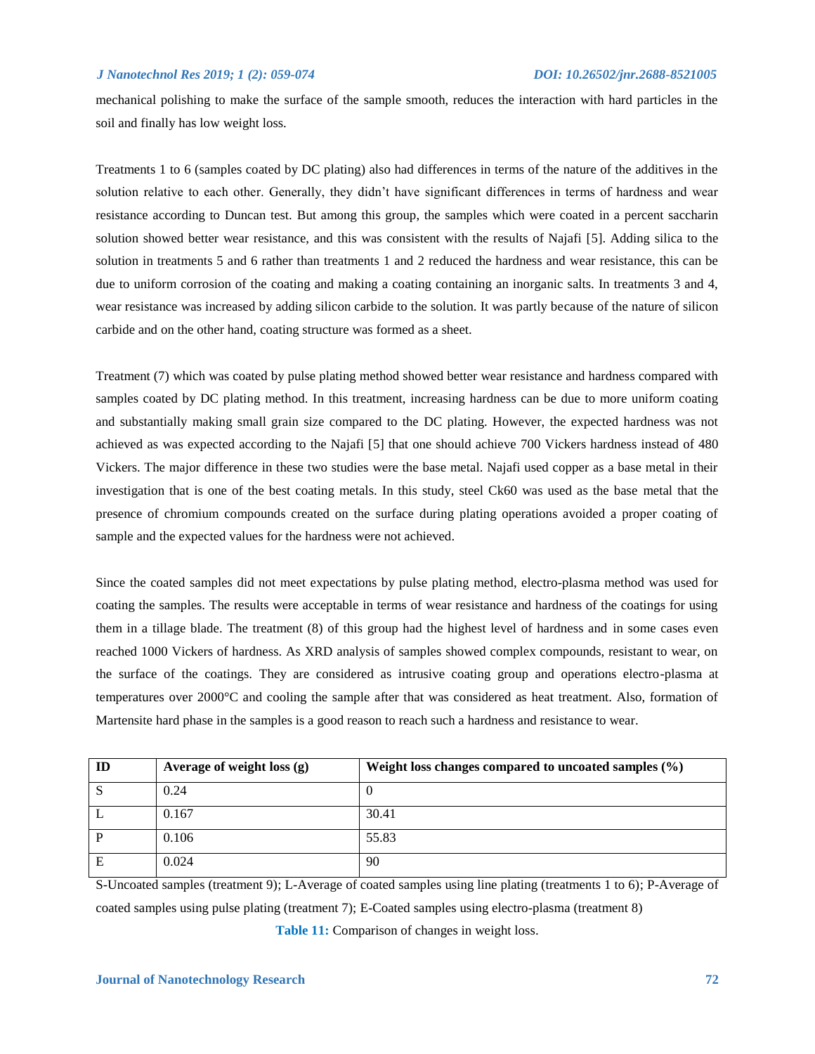mechanical polishing to make the surface of the sample smooth, reduces the interaction with hard particles in the soil and finally has low weight loss.

Treatments 1 to 6 (samples coated by DC plating) also had differences in terms of the nature of the additives in the solution relative to each other. Generally, they didn't have significant differences in terms of hardness and wear resistance according to Duncan test. But among this group, the samples which were coated in a percent saccharin solution showed better wear resistance, and this was consistent with the results of Najafi [5]. Adding silica to the solution in treatments 5 and 6 rather than treatments 1 and 2 reduced the hardness and wear resistance, this can be due to uniform corrosion of the coating and making a coating containing an inorganic salts. In treatments 3 and 4, wear resistance was increased by adding silicon carbide to the solution. It was partly because of the nature of silicon carbide and on the other hand, coating structure was formed as a sheet.

Treatment (7) which was coated by pulse plating method showed better wear resistance and hardness compared with samples coated by DC plating method. In this treatment, increasing hardness can be due to more uniform coating and substantially making small grain size compared to the DC plating. However, the expected hardness was not achieved as was expected according to the Najafi [5] that one should achieve 700 Vickers hardness instead of 480 Vickers. The major difference in these two studies were the base metal. Najafi used copper as a base metal in their investigation that is one of the best coating metals. In this study, steel Ck60 was used as the base metal that the presence of chromium compounds created on the surface during plating operations avoided a proper coating of sample and the expected values for the hardness were not achieved.

Since the coated samples did not meet expectations by pulse plating method, electro-plasma method was used for coating the samples. The results were acceptable in terms of wear resistance and hardness of the coatings for using them in a tillage blade. The treatment (8) of this group had the highest level of hardness and in some cases even reached 1000 Vickers of hardness. As XRD analysis of samples showed complex compounds, resistant to wear, on the surface of the coatings. They are considered as intrusive coating group and operations electro-plasma at temperatures over 2000°C and cooling the sample after that was considered as heat treatment. Also, formation of Martensite hard phase in the samples is a good reason to reach such a hardness and resistance to wear.

| ID | Average of weight loss (g) | Weight loss changes compared to uncoated samples (%) |
|---|---|---|
| S | 0.24 | 0 |
| L | 0.167 | 30.41 |
| P | 0.106 | 55.83 |
| E | 0.024 | 90 |

S-Uncoated samples (treatment 9); L-Average of coated samples using line plating (treatments 1 to 6); P-Average of coated samples using pulse plating (treatment 7); E-Coated samples using electro-plasma (treatment 8)

**Table 11:** Comparison of changes in weight loss.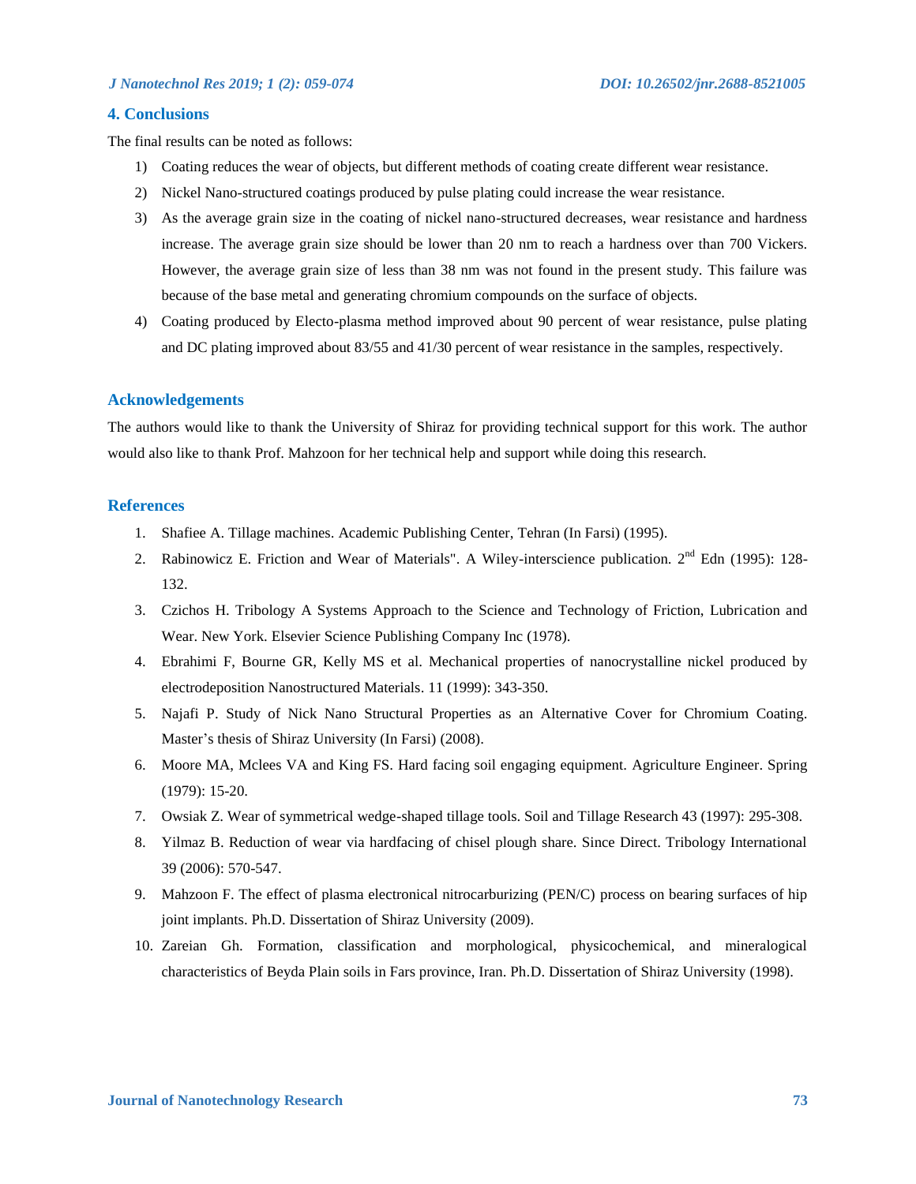## 4. Conclusions

The final results can be noted as follows:

1) Coating reduces the wear of objects, but different methods of coating create different wear resistance.
2) Nickel Nano-structured coatings produced by pulse plating could increase the wear resistance.
3) As the average grain size in the coating of nickel nano-structured decreases, wear resistance and hardness increase. The average grain size should be lower than 20 nm to reach a hardness over than 700 Vickers. However, the average grain size of less than 38 nm was not found in the present study. This failure was because of the base metal and generating chromium compounds on the surface of objects.
4) Coating produced by Electo-plasma method improved about 90 percent of wear resistance, pulse plating and DC plating improved about 83/55 and 41/30 percent of wear resistance in the samples, respectively.

## Acknowledgements

The authors would like to thank the University of Shiraz for providing technical support for this work. The author would also like to thank Prof. Mahzoon for her technical help and support while doing this research.

## References

1. Shafiee A. Tillage machines. Academic Publishing Center, Tehran (In Farsi) (1995).
2. Rabinowicz E. Friction and Wear of Materials". A Wiley-interscience publication. 2nd Edn (1995): 128-132.
3. Czichos H. Tribology A Systems Approach to the Science and Technology of Friction, Lubrication and Wear. New York. Elsevier Science Publishing Company Inc (1978).
4. Ebrahimi F, Bourne GR, Kelly MS et al. Mechanical properties of nanocrystalline nickel produced by electrodeposition Nanostructured Materials. 11 (1999): 343-350.
5. Najafi P. Study of Nick Nano Structural Properties as an Alternative Cover for Chromium Coating. Master's thesis of Shiraz University (In Farsi) (2008).
6. Moore MA, Mclees VA and King FS. Hard facing soil engaging equipment. Agriculture Engineer. Spring (1979): 15-20.
7. Owsiak Z. Wear of symmetrical wedge-shaped tillage tools. Soil and Tillage Research 43 (1997): 295-308.
8. Yilmaz B. Reduction of wear via hardfacing of chisel plough share. Since Direct. Tribology International 39 (2006): 570-547.
9. Mahzoon F. The effect of plasma electronical nitrocarburizing (PEN/C) process on bearing surfaces of hip joint implants. Ph.D. Dissertation of Shiraz University (2009).
10. Zareian Gh. Formation, classification and morphological, physicochemical, and mineralogical characteristics of Beyda Plain soils in Fars province, Iran. Ph.D. Dissertation of Shiraz University (1998).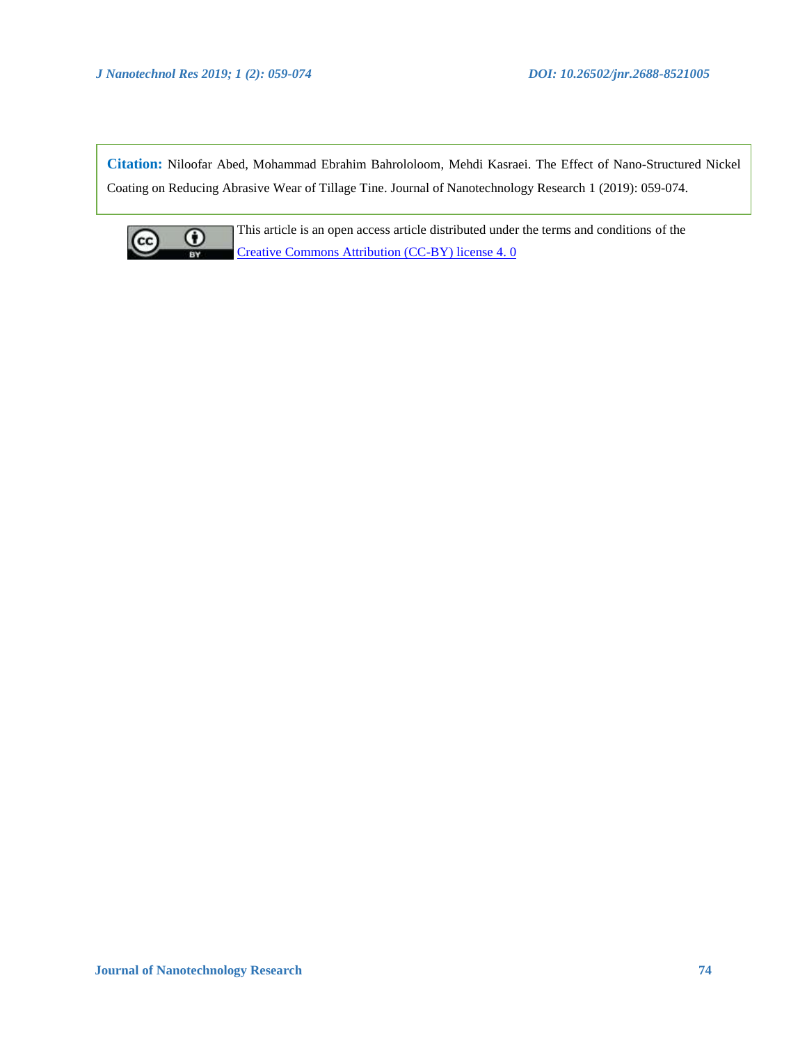**Citation:** Niloofar Abed, Mohammad Ebrahim Bahrololoom, Mehdi Kasraei. The Effect of Nano-Structured Nickel Coating on Reducing Abrasive Wear of Tillage Tine. Journal of Nanotechnology Research 1 (2019): 059-074.

This article is an open access article distributed under the terms and conditions of the [Creative Commons Attribution (CC-BY) license 4. 0](https://creativecommons.org/licenses/by/4.0/)